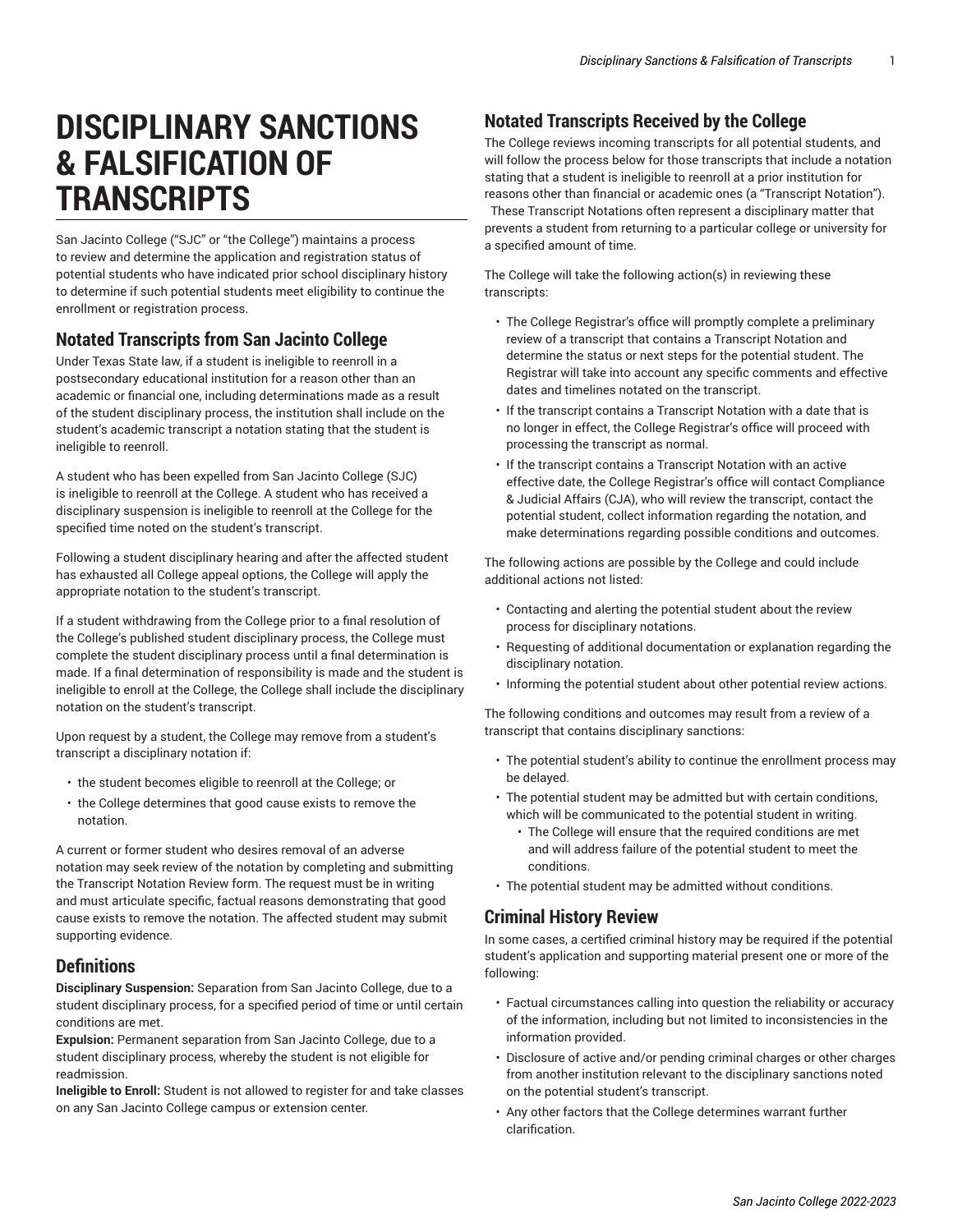# DISCIPLINARY SANCTIONS & FALSIFICATION OF TRANSCRIPTS

San Jacinto College ("SJC" or "the College") maintains a process to review and determine the application and registration status of potential students who have indicated prior school disciplinary history to determine if such potential students meet eligibility to continue the enrollment or registration process.

## Notated Transcripts from San Jacinto College

Under Texas State law, if a student is ineligible to reenroll in a postsecondary educational institution for a reason other than an academic or financial one, including determinations made as a result of the student disciplinary process, the institution shall include on the student's academic transcript a notation stating that the student is ineligible to reenroll.

A student who has been expelled from San Jacinto College (SJC) is ineligible to reenroll at the College. A student who has received a disciplinary suspension is ineligible to reenroll at the College for the specified time noted on the student's transcript.

Following a student disciplinary hearing and after the affected student has exhausted all College appeal options, the College will apply the appropriate notation to the student's transcript.

If a student withdrawing from the College prior to a final resolution of the College's published student disciplinary process, the College must complete the student disciplinary process until a final determination is made. If a final determination of responsibility is made and the student is ineligible to enroll at the College, the College shall include the disciplinary notation on the student's transcript.

Upon request by a student, the College may remove from a student's transcript a disciplinary notation if:

- the student becomes eligible to reenroll at the College; or
- the College determines that good cause exists to remove the notation.

A current or former student who desires removal of an adverse notation may seek review of the notation by completing and submitting the Transcript Notation Review form. The request must be in writing and must articulate specific, factual reasons demonstrating that good cause exists to remove the notation. The affected student may submit supporting evidence.

## Definitions

**Disciplinary Suspension:** Separation from San Jacinto College, due to a student disciplinary process, for a specified period of time or until certain conditions are met.
**Expulsion:** Permanent separation from San Jacinto College, due to a student disciplinary process, whereby the student is not eligible for readmission.
**Ineligible to Enroll:** Student is not allowed to register for and take classes on any San Jacinto College campus or extension center.

## Notated Transcripts Received by the College

The College reviews incoming transcripts for all potential students, and will follow the process below for those transcripts that include a notation stating that a student is ineligible to reenroll at a prior institution for reasons other than financial or academic ones (a "Transcript Notation"). These Transcript Notations often represent a disciplinary matter that prevents a student from returning to a particular college or university for a specified amount of time.

The College will take the following action(s) in reviewing these transcripts:

- The College Registrar's office will promptly complete a preliminary review of a transcript that contains a Transcript Notation and determine the status or next steps for the potential student. The Registrar will take into account any specific comments and effective dates and timelines notated on the transcript.
- If the transcript contains a Transcript Notation with a date that is no longer in effect, the College Registrar's office will proceed with processing the transcript as normal.
- If the transcript contains a Transcript Notation with an active effective date, the College Registrar's office will contact Compliance & Judicial Affairs (CJA), who will review the transcript, contact the potential student, collect information regarding the notation, and make determinations regarding possible conditions and outcomes.

The following actions are possible by the College and could include additional actions not listed:

- Contacting and alerting the potential student about the review process for disciplinary notations.
- Requesting of additional documentation or explanation regarding the disciplinary notation.
- Informing the potential student about other potential review actions.

The following conditions and outcomes may result from a review of a transcript that contains disciplinary sanctions:

- The potential student's ability to continue the enrollment process may be delayed.
- The potential student may be admitted but with certain conditions, which will be communicated to the potential student in writing.
  - The College will ensure that the required conditions are met and will address failure of the potential student to meet the conditions.
- The potential student may be admitted without conditions.

## Criminal History Review

In some cases, a certified criminal history may be required if the potential student's application and supporting material present one or more of the following:

- Factual circumstances calling into question the reliability or accuracy of the information, including but not limited to inconsistencies in the information provided.
- Disclosure of active and/or pending criminal charges or other charges from another institution relevant to the disciplinary sanctions noted on the potential student's transcript.
- Any other factors that the College determines warrant further clarification.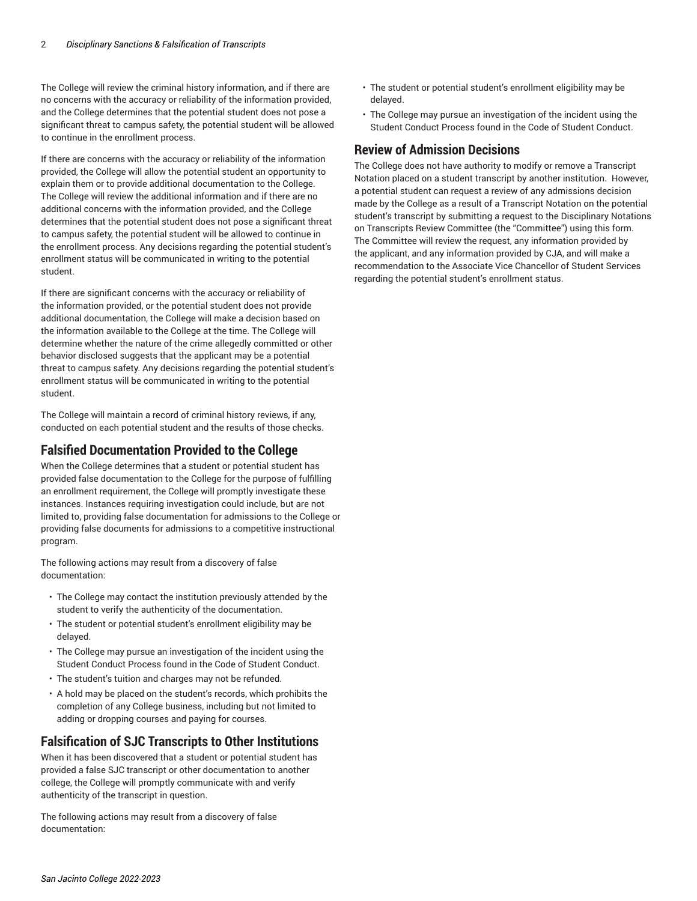The College will review the criminal history information, and if there are no concerns with the accuracy or reliability of the information provided, and the College determines that the potential student does not pose a significant threat to campus safety, the potential student will be allowed to continue in the enrollment process.

If there are concerns with the accuracy or reliability of the information provided, the College will allow the potential student an opportunity to explain them or to provide additional documentation to the College. The College will review the additional information and if there are no additional concerns with the information provided, and the College determines that the potential student does not pose a significant threat to campus safety, the potential student will be allowed to continue in the enrollment process. Any decisions regarding the potential student's enrollment status will be communicated in writing to the potential student.

If there are significant concerns with the accuracy or reliability of the information provided, or the potential student does not provide additional documentation, the College will make a decision based on the information available to the College at the time. The College will determine whether the nature of the crime allegedly committed or other behavior disclosed suggests that the applicant may be a potential threat to campus safety. Any decisions regarding the potential student's enrollment status will be communicated in writing to the potential student.

The College will maintain a record of criminal history reviews, if any, conducted on each potential student and the results of those checks.

## Falsified Documentation Provided to the College

When the College determines that a student or potential student has provided false documentation to the College for the purpose of fulfilling an enrollment requirement, the College will promptly investigate these instances. Instances requiring investigation could include, but are not limited to, providing false documentation for admissions to the College or providing false documents for admissions to a competitive instructional program.

The following actions may result from a discovery of false documentation:

- The College may contact the institution previously attended by the student to verify the authenticity of the documentation.
- The student or potential student's enrollment eligibility may be delayed.
- The College may pursue an investigation of the incident using the Student Conduct Process found in the Code of Student Conduct.
- The student's tuition and charges may not be refunded.
- A hold may be placed on the student's records, which prohibits the completion of any College business, including but not limited to adding or dropping courses and paying for courses.

## Falsification of SJC Transcripts to Other Institutions

When it has been discovered that a student or potential student has provided a false SJC transcript or other documentation to another college, the College will promptly communicate with and verify authenticity of the transcript in question.

The following actions may result from a discovery of false documentation:

- The student or potential student's enrollment eligibility may be delayed.
- The College may pursue an investigation of the incident using the Student Conduct Process found in the Code of Student Conduct.

## Review of Admission Decisions

The College does not have authority to modify or remove a Transcript Notation placed on a student transcript by another institution. However, a potential student can request a review of any admissions decision made by the College as a result of a Transcript Notation on the potential student's transcript by submitting a request to the Disciplinary Notations on Transcripts Review Committee (the "Committee") using this form. The Committee will review the request, any information provided by the applicant, and any information provided by CJA, and will make a recommendation to the Associate Vice Chancellor of Student Services regarding the potential student's enrollment status.